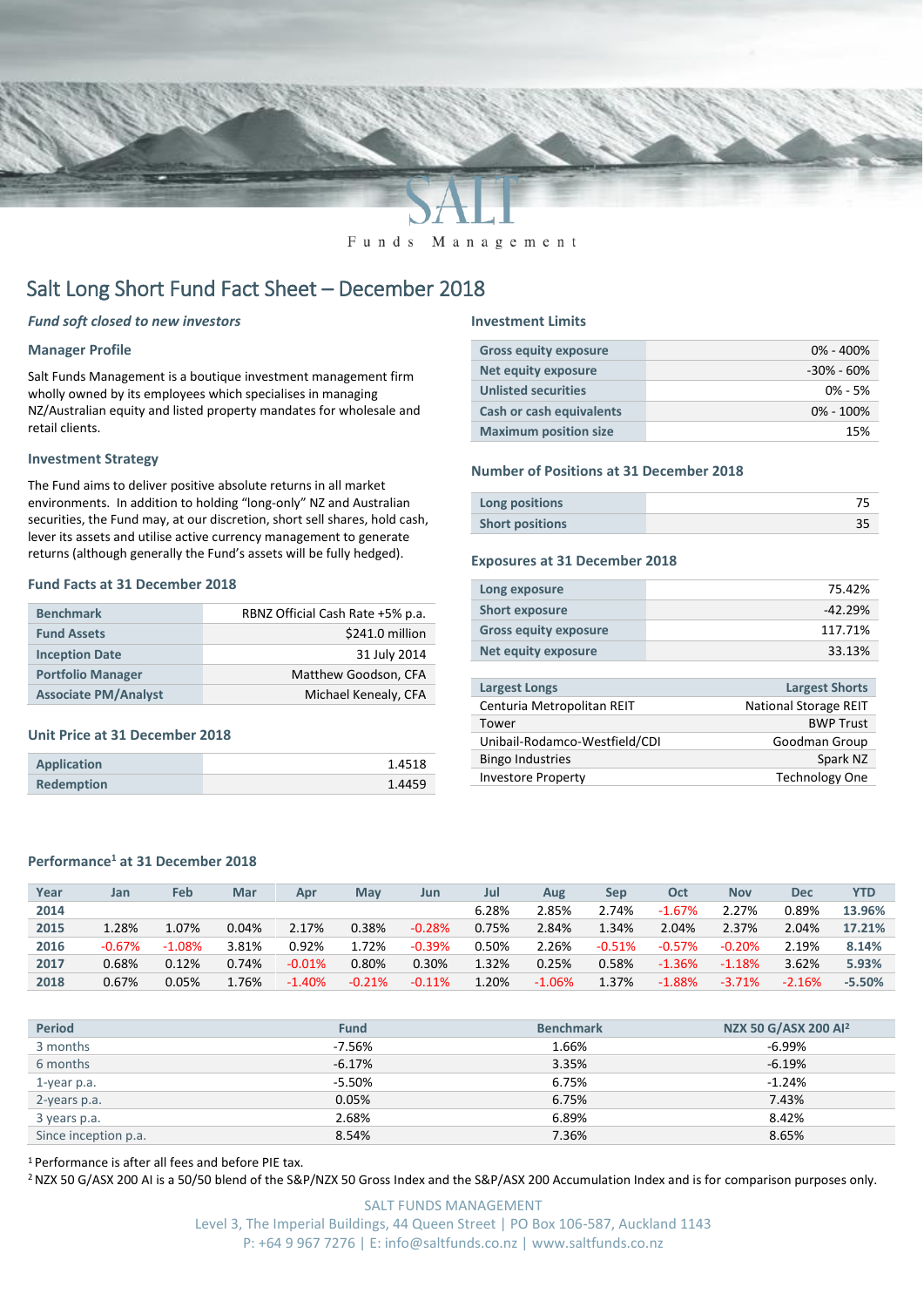# Salt Long Short Fund Fact Sheet – December 2018

*Fund soft closed to new investors*

### Manager Profile

Salt Funds Management is a boutique investment management firm wholly owned by its employees which specialises in managing NZ/Australian equity and listed property mandates for wholesale and retail clients.

### Investment Strategy

The Fund aims to deliver positive absolute returns in all market environments. In addition to holding "long-only" NZ and Australian securities, the Fund may, at our discretion, short sell shares, hold cash, lever its assets and utilise active currency management to generate returns (although generally the Fund's assets will be fully hedged).

### Fund Facts at 31 December 2018

| | |
|---|---|
| Benchmark | RBNZ Official Cash Rate +5% p.a. |
| Fund Assets | $241.0 million |
| Inception Date | 31 July 2014 |
| Portfolio Manager | Matthew Goodson, CFA |
| Associate PM/Analyst | Michael Kenealy, CFA |

### Unit Price at 31 December 2018

| | |
|---|---|
| Application | 1.4518 |
| Redemption | 1.4459 |

### Investment Limits

| | |
|---|---|
| Gross equity exposure | 0% - 400% |
| Net equity exposure | -30% - 60% |
| Unlisted securities | 0% - 5% |
| Cash or cash equivalents | 0% - 100% |
| Maximum position size | 15% |

### Number of Positions at 31 December 2018

| | |
|---|---|
| Long positions | 75 |
| Short positions | 35 |

### Exposures at 31 December 2018

| | |
|---|---|
| Long exposure | 75.42% |
| Short exposure | -42.29% |
| Gross equity exposure | 117.71% |
| Net equity exposure | 33.13% |

| Largest Longs | Largest Shorts |
|---|---|
| Centuria Metropolitan REIT | National Storage REIT |
| Tower | BWP Trust |
| Unibail-Rodamco-Westfield/CDI | Goodman Group |
| Bingo Industries | Spark NZ |
| Investore Property | Technology One |

### Performance[1] at 31 December 2018

| Year | Jan | Feb | Mar | Apr | May | Jun | Jul | Aug | Sep | Oct | Nov | Dec | YTD |
|---|---|---|---|---|---|---|---|---|---|---|---|---|---|
| 2014 | | | | | | | 6.28% | 2.85% | 2.74% | -1.67% | 2.27% | 0.89% | 13.96% |
| 2015 | 1.28% | 1.07% | 0.04% | 2.17% | 0.38% | -0.28% | 0.75% | 2.84% | 1.34% | 2.04% | 2.37% | 2.04% | 17.21% |
| 2016 | -0.67% | -1.08% | 3.81% | 0.92% | 1.72% | -0.39% | 0.50% | 2.26% | -0.51% | -0.57% | -0.20% | 2.19% | 8.14% |
| 2017 | 0.68% | 0.12% | 0.74% | -0.01% | 0.80% | 0.30% | 1.32% | 0.25% | 0.58% | -1.36% | -1.18% | 3.62% | 5.93% |
| 2018 | 0.67% | 0.05% | 1.76% | -1.40% | -0.21% | -0.11% | 1.20% | -1.06% | 1.37% | -1.88% | -3.71% | -2.16% | -5.50% |

| Period | Fund | Benchmark | NZX 50 G/ASX 200 AI[2] |
|---|---|---|---|
| 3 months | -7.56% | 1.66% | -6.99% |
| 6 months | -6.17% | 3.35% | -6.19% |
| 1-year p.a. | -5.50% | 6.75% | -1.24% |
| 2-years p.a. | 0.05% | 6.75% | 7.43% |
| 3 years p.a. | 2.68% | 6.89% | 8.42% |
| Since inception p.a. | 8.54% | 7.36% | 8.65% |

[1] Performance is after all fees and before PIE tax.

[2] NZX 50 G/ASX 200 AI is a 50/50 blend of the S&P/NZX 50 Gross Index and the S&P/ASX 200 Accumulation Index and is for comparison purposes only.

SALT FUNDS MANAGEMENT
Level 3, The Imperial Buildings, 44 Queen Street | PO Box 106-587, Auckland 1143
P: +64 9 967 7276 | E: info@saltfunds.co.nz | www.saltfunds.co.nz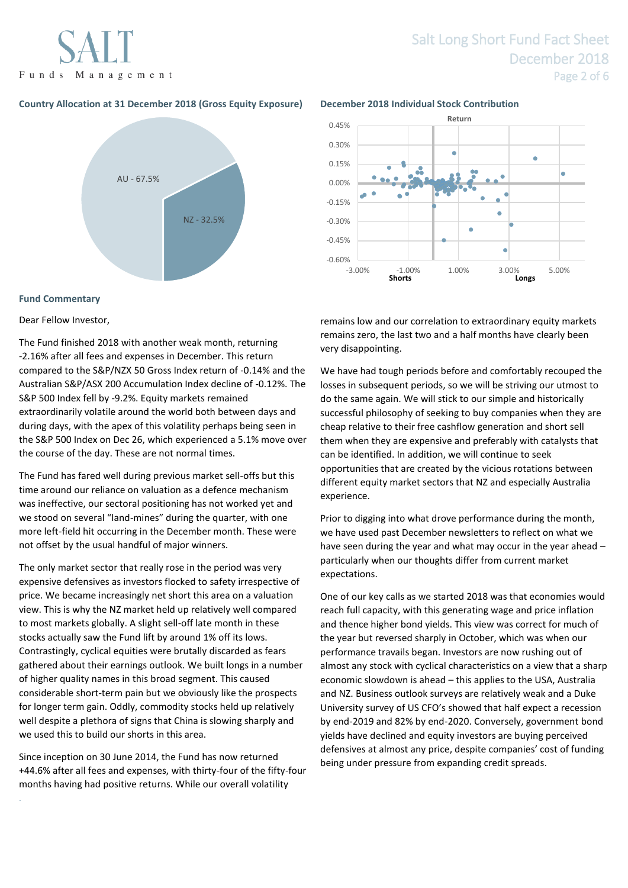### Country Allocation at 31 December 2018 (Gross Equity Exposure)

AU - 67.5%

NZ - 32.5%

### December 2018 Individual Stock Contribution

## Fund Commentary

Dear Fellow Investor,

The Fund finished 2018 with another weak month, returning -2.16% after all fees and expenses in December. This return compared to the S&P/NZX 50 Gross Index return of -0.14% and the Australian S&P/ASX 200 Accumulation Index decline of -0.12%. The S&P 500 Index fell by -9.2%. Equity markets remained extraordinarily volatile around the world both between days and during days, with the apex of this volatility perhaps being seen in the S&P 500 Index on Dec 26, which experienced a 5.1% move over the course of the day. These are not normal times.

The Fund has fared well during previous market sell-offs but this time around our reliance on valuation as a defence mechanism was ineffective, our sectoral positioning has not worked yet and we stood on several "land-mines" during the quarter, with one more left-field hit occurring in the December month. These were not offset by the usual handful of major winners.

The only market sector that really rose in the period was very expensive defensives as investors flocked to safety irrespective of price. We became increasingly net short this area on a valuation view. This is why the NZ market held up relatively well compared to most markets globally. A slight sell-off late month in these stocks actually saw the Fund lift by around 1% off its lows. Contrastingly, cyclical equities were brutally discarded as fears gathered about their earnings outlook. We built longs in a number of higher quality names in this broad segment. This caused considerable short-term pain but we obviously like the prospects for longer term gain. Oddly, commodity stocks held up relatively well despite a plethora of signs that China is slowing sharply and we used this to build our shorts in this area.

Since inception on 30 June 2014, the Fund has now returned +44.6% after all fees and expenses, with thirty-four of the fifty-four months having had positive returns. While our overall volatility remains low and our correlation to extraordinary equity markets remains zero, the last two and a half months have clearly been very disappointing.

We have had tough periods before and comfortably recouped the losses in subsequent periods, so we will be striving our utmost to do the same again. We will stick to our simple and historically successful philosophy of seeking to buy companies when they are cheap relative to their free cashflow generation and short sell them when they are expensive and preferably with catalysts that can be identified. In addition, we will continue to seek opportunities that are created by the vicious rotations between different equity market sectors that NZ and especially Australia experience.

Prior to digging into what drove performance during the month, we have used past December newsletters to reflect on what we have seen during the year and what may occur in the year ahead – particularly when our thoughts differ from current market expectations.

One of our key calls as we started 2018 was that economies would reach full capacity, with this generating wage and price inflation and thence higher bond yields. This view was correct for much of the year but reversed sharply in October, which was when our performance travails began. Investors are now rushing out of almost any stock with cyclical characteristics on a view that a sharp economic slowdown is ahead – this applies to the USA, Australia and NZ. Business outlook surveys are relatively weak and a Duke University survey of US CFO's showed that half expect a recession by end-2019 and 82% by end-2020. Conversely, government bond yields have declined and equity investors are buying perceived defensives at almost any price, despite companies' cost of funding being under pressure from expanding credit spreads.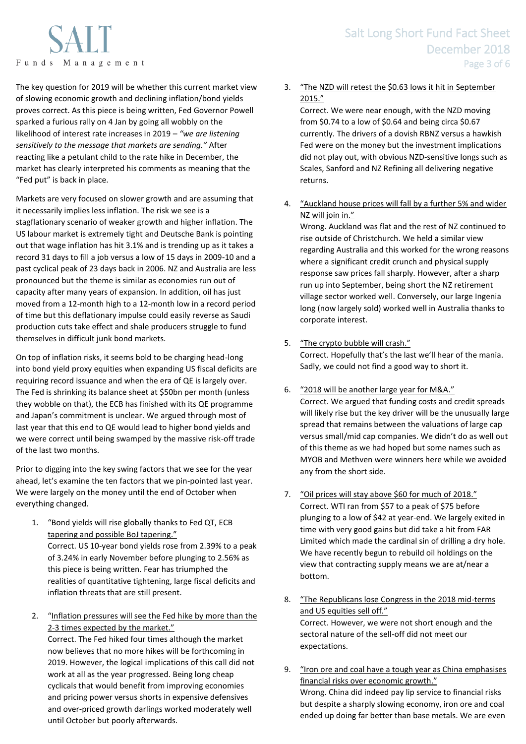The key question for 2019 will be whether this current market view of slowing economic growth and declining inflation/bond yields proves correct. As this piece is being written, Fed Governor Powell sparked a furious rally on 4 Jan by going all wobbly on the likelihood of interest rate increases in 2019 – *"we are listening sensitively to the message that markets are sending."* After reacting like a petulant child to the rate hike in December, the market has clearly interpreted his comments as meaning that the "Fed put" is back in place.

Markets are very focused on slower growth and are assuming that it necessarily implies less inflation. The risk we see is a stagflationary scenario of weaker growth and higher inflation. The US labour market is extremely tight and Deutsche Bank is pointing out that wage inflation has hit 3.1% and is trending up as it takes a record 31 days to fill a job versus a low of 15 days in 2009-10 and a past cyclical peak of 23 days back in 2006. NZ and Australia are less pronounced but the theme is similar as economies run out of capacity after many years of expansion. In addition, oil has just moved from a 12-month high to a 12-month low in a record period of time but this deflationary impulse could easily reverse as Saudi production cuts take effect and shale producers struggle to fund themselves in difficult junk bond markets.

On top of inflation risks, it seems bold to be charging head-long into bond yield proxy equities when expanding US fiscal deficits are requiring record issuance and when the era of QE is largely over. The Fed is shrinking its balance sheet at $50bn per month (unless they wobble on that), the ECB has finished with its QE programme and Japan's commitment is unclear. We argued through most of last year that this end to QE would lead to higher bond yields and we were correct until being swamped by the massive risk-off trade of the last two months.

Prior to digging into the key swing factors that we see for the year ahead, let's examine the ten factors that we pin-pointed last year. We were largely on the money until the end of October when everything changed.

1. "Bond yields will rise globally thanks to Fed QT, ECB tapering and possible BoJ tapering."
   Correct. US 10-year bond yields rose from 2.39% to a peak of 3.24% in early November before plunging to 2.56% as this piece is being written. Fear has triumphed the realities of quantitative tightening, large fiscal deficits and inflation threats that are still present.

2. "Inflation pressures will see the Fed hike by more than the 2-3 times expected by the market."
   Correct. The Fed hiked four times although the market now believes that no more hikes will be forthcoming in 2019. However, the logical implications of this call did not work at all as the year progressed. Being long cheap cyclicals that would benefit from improving economies and pricing power versus shorts in expensive defensives and over-priced growth darlings worked moderately well until October but poorly afterwards.

3. "The NZD will retest the $0.63 lows it hit in September 2015."
   Correct. We were near enough, with the NZD moving from $0.74 to a low of $0.64 and being circa $0.67 currently. The drivers of a dovish RBNZ versus a hawkish Fed were on the money but the investment implications did not play out, with obvious NZD-sensitive longs such as Scales, Sanford and NZ Refining all delivering negative returns.

4. "Auckland house prices will fall by a further 5% and wider NZ will join in."
   Wrong. Auckland was flat and the rest of NZ continued to rise outside of Christchurch. We held a similar view regarding Australia and this worked for the wrong reasons where a significant credit crunch and physical supply response saw prices fall sharply. However, after a sharp run up into September, being short the NZ retirement village sector worked well. Conversely, our large Ingenia long (now largely sold) worked well in Australia thanks to corporate interest.

5. "The crypto bubble will crash."
   Correct. Hopefully that's the last we'll hear of the mania. Sadly, we could not find a good way to short it.

6. "2018 will be another large year for M&A."
   Correct. We argued that funding costs and credit spreads will likely rise but the key driver will be the unusually large spread that remains between the valuations of large cap versus small/mid cap companies. We didn't do as well out of this theme as we had hoped but some names such as MYOB and Methven were winners here while we avoided any from the short side.

7. "Oil prices will stay above $60 for much of 2018."
   Correct. WTI ran from $57 to a peak of $75 before plunging to a low of $42 at year-end. We largely exited in time with very good gains but did take a hit from FAR Limited which made the cardinal sin of drilling a dry hole. We have recently begun to rebuild oil holdings on the view that contracting supply means we are at/near a bottom.

8. "The Republicans lose Congress in the 2018 mid-terms and US equities sell off."
   Correct. However, we were not short enough and the sectoral nature of the sell-off did not meet our expectations.

9. "Iron ore and coal have a tough year as China emphasises financial risks over economic growth."
   Wrong. China did indeed pay lip service to financial risks but despite a sharply slowing economy, iron ore and coal ended up doing far better than base metals. We are even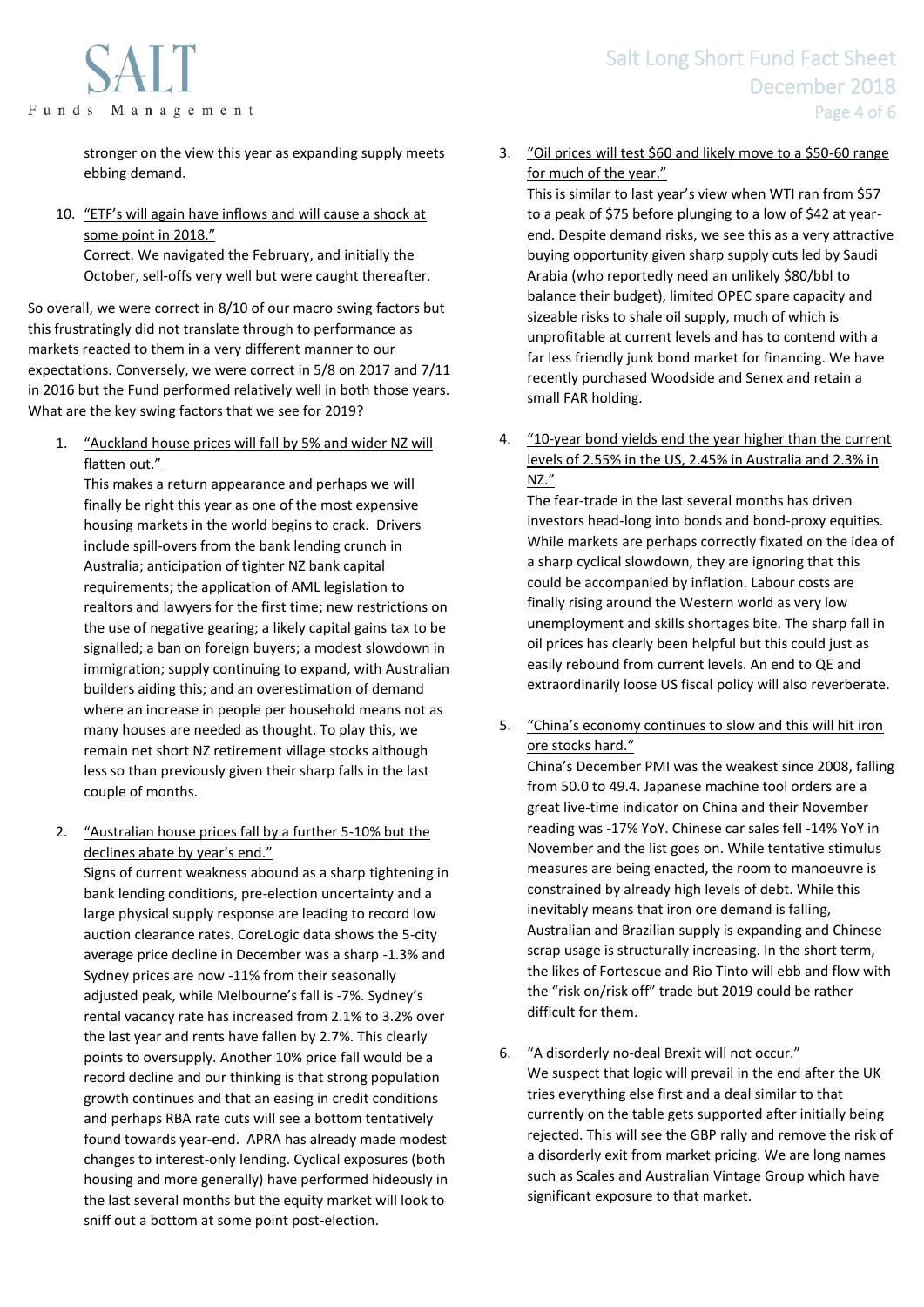stronger on the view this year as expanding supply meets ebbing demand.

10. "ETF's will again have inflows and will cause a shock at some point in 2018."
    Correct. We navigated the February, and initially the October, sell-offs very well but were caught thereafter.

So overall, we were correct in 8/10 of our macro swing factors but this frustratingly did not translate through to performance as markets reacted to them in a very different manner to our expectations. Conversely, we were correct in 5/8 on 2017 and 7/11 in 2016 but the Fund performed relatively well in both those years. What are the key swing factors that we see for 2019?

1. "Auckland house prices will fall by 5% and wider NZ will flatten out."
   This makes a return appearance and perhaps we will finally be right this year as one of the most expensive housing markets in the world begins to crack. Drivers include spill-overs from the bank lending crunch in Australia; anticipation of tighter NZ bank capital requirements; the application of AML legislation to realtors and lawyers for the first time; new restrictions on the use of negative gearing; a likely capital gains tax to be signalled; a ban on foreign buyers; a modest slowdown in immigration; supply continuing to expand, with Australian builders aiding this; and an overestimation of demand where an increase in people per household means not as many houses are needed as thought. To play this, we remain net short NZ retirement village stocks although less so than previously given their sharp falls in the last couple of months.

2. "Australian house prices fall by a further 5-10% but the declines abate by year's end."
   Signs of current weakness abound as a sharp tightening in bank lending conditions, pre-election uncertainty and a large physical supply response are leading to record low auction clearance rates. CoreLogic data shows the 5-city average price decline in December was a sharp -1.3% and Sydney prices are now -11% from their seasonally adjusted peak, while Melbourne's fall is -7%. Sydney's rental vacancy rate has increased from 2.1% to 3.2% over the last year and rents have fallen by 2.7%. This clearly points to oversupply. Another 10% price fall would be a record decline and our thinking is that strong population growth continues and that an easing in credit conditions and perhaps RBA rate cuts will see a bottom tentatively found towards year-end. APRA has already made modest changes to interest-only lending. Cyclical exposures (both housing and more generally) have performed hideously in the last several months but the equity market will look to sniff out a bottom at some point post-election.

3. "Oil prices will test $60 and likely move to a $50-60 range for much of the year."
   This is similar to last year's view when WTI ran from $57 to a peak of $75 before plunging to a low of $42 at year-end. Despite demand risks, we see this as a very attractive buying opportunity given sharp supply cuts led by Saudi Arabia (who reportedly need an unlikely $80/bbl to balance their budget), limited OPEC spare capacity and sizeable risks to shale oil supply, much of which is unprofitable at current levels and has to contend with a far less friendly junk bond market for financing. We have recently purchased Woodside and Senex and retain a small FAR holding.

4. "10-year bond yields end the year higher than the current levels of 2.55% in the US, 2.45% in Australia and 2.3% in NZ."
   The fear-trade in the last several months has driven investors head-long into bonds and bond-proxy equities. While markets are perhaps correctly fixated on the idea of a sharp cyclical slowdown, they are ignoring that this could be accompanied by inflation. Labour costs are finally rising around the Western world as very low unemployment and skills shortages bite. The sharp fall in oil prices has clearly been helpful but this could just as easily rebound from current levels. An end to QE and extraordinarily loose US fiscal policy will also reverberate.

5. "China's economy continues to slow and this will hit iron ore stocks hard."
   China's December PMI was the weakest since 2008, falling from 50.0 to 49.4. Japanese machine tool orders are a great live-time indicator on China and their November reading was -17% YoY. Chinese car sales fell -14% YoY in November and the list goes on. While tentative stimulus measures are being enacted, the room to manoeuvre is constrained by already high levels of debt. While this inevitably means that iron ore demand is falling, Australian and Brazilian supply is expanding and Chinese scrap usage is structurally increasing. In the short term, the likes of Fortescue and Rio Tinto will ebb and flow with the "risk on/risk off" trade but 2019 could be rather difficult for them.

6. "A disorderly no-deal Brexit will not occur."
   We suspect that logic will prevail in the end after the UK tries everything else first and a deal similar to that currently on the table gets supported after initially being rejected. This will see the GBP rally and remove the risk of a disorderly exit from market pricing. We are long names such as Scales and Australian Vintage Group which have significant exposure to that market.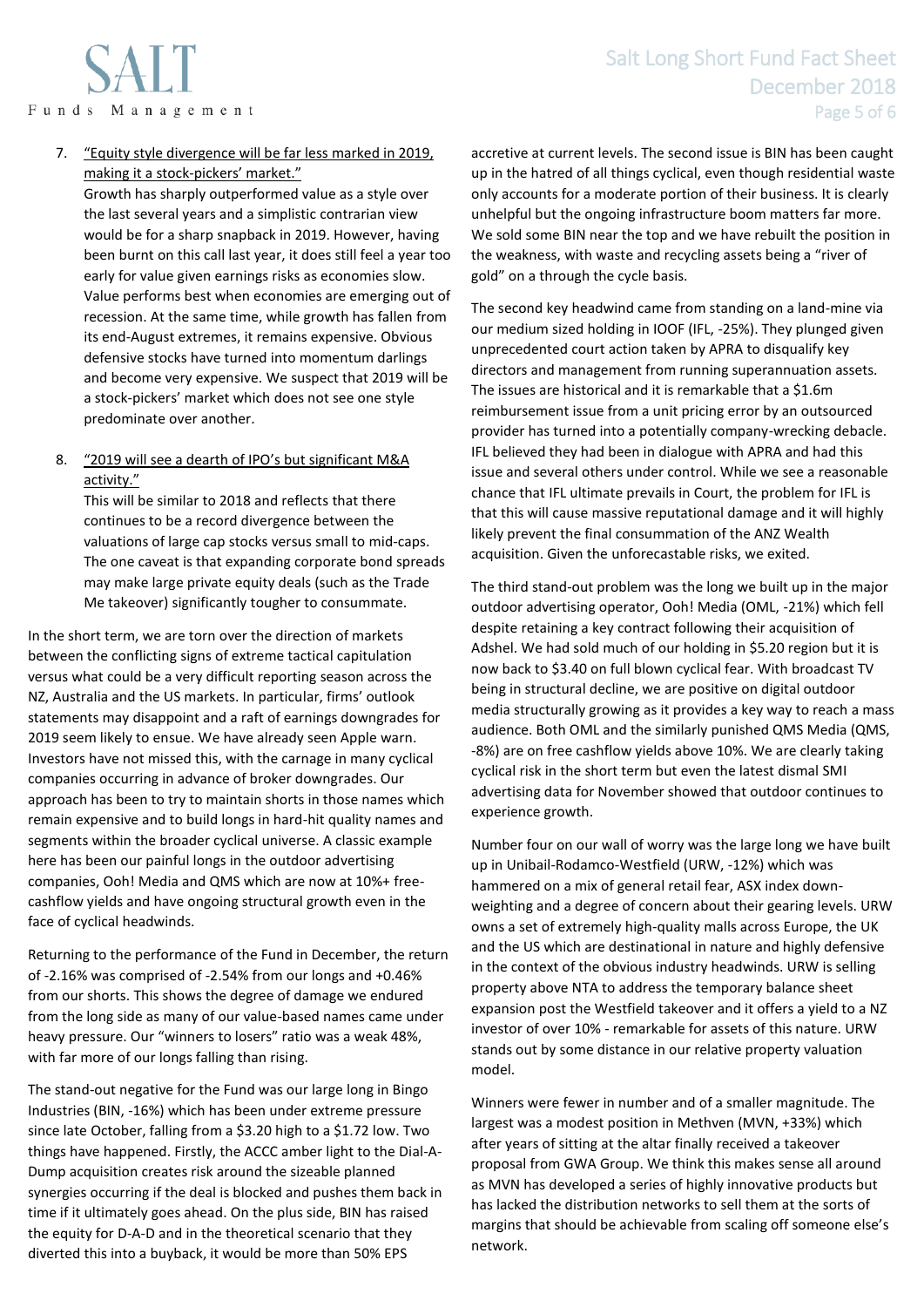7. "Equity style divergence will be far less marked in 2019, making it a stock-pickers' market."
   Growth has sharply outperformed value as a style over the last several years and a simplistic contrarian view would be for a sharp snapback in 2019. However, having been burnt on this call last year, it does still feel a year too early for value given earnings risks as economies slow. Value performs best when economies are emerging out of recession. At the same time, while growth has fallen from its end-August extremes, it remains expensive. Obvious defensive stocks have turned into momentum darlings and become very expensive. We suspect that 2019 will be a stock-pickers' market which does not see one style predominate over another.

8. "2019 will see a dearth of IPO's but significant M&A activity."
   This will be similar to 2018 and reflects that there continues to be a record divergence between the valuations of large cap stocks versus small to mid-caps. The one caveat is that expanding corporate bond spreads may make large private equity deals (such as the Trade Me takeover) significantly tougher to consummate.

In the short term, we are torn over the direction of markets between the conflicting signs of extreme tactical capitulation versus what could be a very difficult reporting season across the NZ, Australia and the US markets. In particular, firms' outlook statements may disappoint and a raft of earnings downgrades for 2019 seem likely to ensue. We have already seen Apple warn. Investors have not missed this, with the carnage in many cyclical companies occurring in advance of broker downgrades. Our approach has been to try to maintain shorts in those names which remain expensive and to build longs in hard-hit quality names and segments within the broader cyclical universe. A classic example here has been our painful longs in the outdoor advertising companies, Ooh! Media and QMS which are now at 10%+ free-cashflow yields and have ongoing structural growth even in the face of cyclical headwinds.

Returning to the performance of the Fund in December, the return of -2.16% was comprised of -2.54% from our longs and +0.46% from our shorts. This shows the degree of damage we endured from the long side as many of our value-based names came under heavy pressure. Our "winners to losers" ratio was a weak 48%, with far more of our longs falling than rising.

The stand-out negative for the Fund was our large long in Bingo Industries (BIN, -16%) which has been under extreme pressure since late October, falling from a $3.20 high to a $1.72 low. Two things have happened. Firstly, the ACCC amber light to the Dial-A-Dump acquisition creates risk around the sizeable planned synergies occurring if the deal is blocked and pushes them back in time if it ultimately goes ahead. On the plus side, BIN has raised the equity for D-A-D and in the theoretical scenario that they diverted this into a buyback, it would be more than 50% EPS accretive at current levels. The second issue is BIN has been caught up in the hatred of all things cyclical, even though residential waste only accounts for a moderate portion of their business. It is clearly unhelpful but the ongoing infrastructure boom matters far more. We sold some BIN near the top and we have rebuilt the position in the weakness, with waste and recycling assets being a "river of gold" on a through the cycle basis.

The second key headwind came from standing on a land-mine via our medium sized holding in IOOF (IFL, -25%). They plunged given unprecedented court action taken by APRA to disqualify key directors and management from running superannuation assets. The issues are historical and it is remarkable that a $1.6m reimbursement issue from a unit pricing error by an outsourced provider has turned into a potentially company-wrecking debacle. IFL believed they had been in dialogue with APRA and had this issue and several others under control. While we see a reasonable chance that IFL ultimate prevails in Court, the problem for IFL is that this will cause massive reputational damage and it will highly likely prevent the final consummation of the ANZ Wealth acquisition. Given the unforecastable risks, we exited.

The third stand-out problem was the long we built up in the major outdoor advertising operator, Ooh! Media (OML, -21%) which fell despite retaining a key contract following their acquisition of Adshel. We had sold much of our holding in $5.20 region but it is now back to $3.40 on full blown cyclical fear. With broadcast TV being in structural decline, we are positive on digital outdoor media structurally growing as it provides a key way to reach a mass audience. Both OML and the similarly punished QMS Media (QMS, -8%) are on free cashflow yields above 10%. We are clearly taking cyclical risk in the short term but even the latest dismal SMI advertising data for November showed that outdoor continues to experience growth.

Number four on our wall of worry was the large long we have built up in Unibail-Rodamco-Westfield (URW, -12%) which was hammered on a mix of general retail fear, ASX index down-weighting and a degree of concern about their gearing levels. URW owns a set of extremely high-quality malls across Europe, the UK and the US which are destinational in nature and highly defensive in the context of the obvious industry headwinds. URW is selling property above NTA to address the temporary balance sheet expansion post the Westfield takeover and it offers a yield to a NZ investor of over 10% - remarkable for assets of this nature. URW stands out by some distance in our relative property valuation model.

Winners were fewer in number and of a smaller magnitude. The largest was a modest position in Methven (MVN, +33%) which after years of sitting at the altar finally received a takeover proposal from GWA Group. We think this makes sense all around as MVN has developed a series of highly innovative products but has lacked the distribution networks to sell them at the sorts of margins that should be achievable from scaling off someone else's network.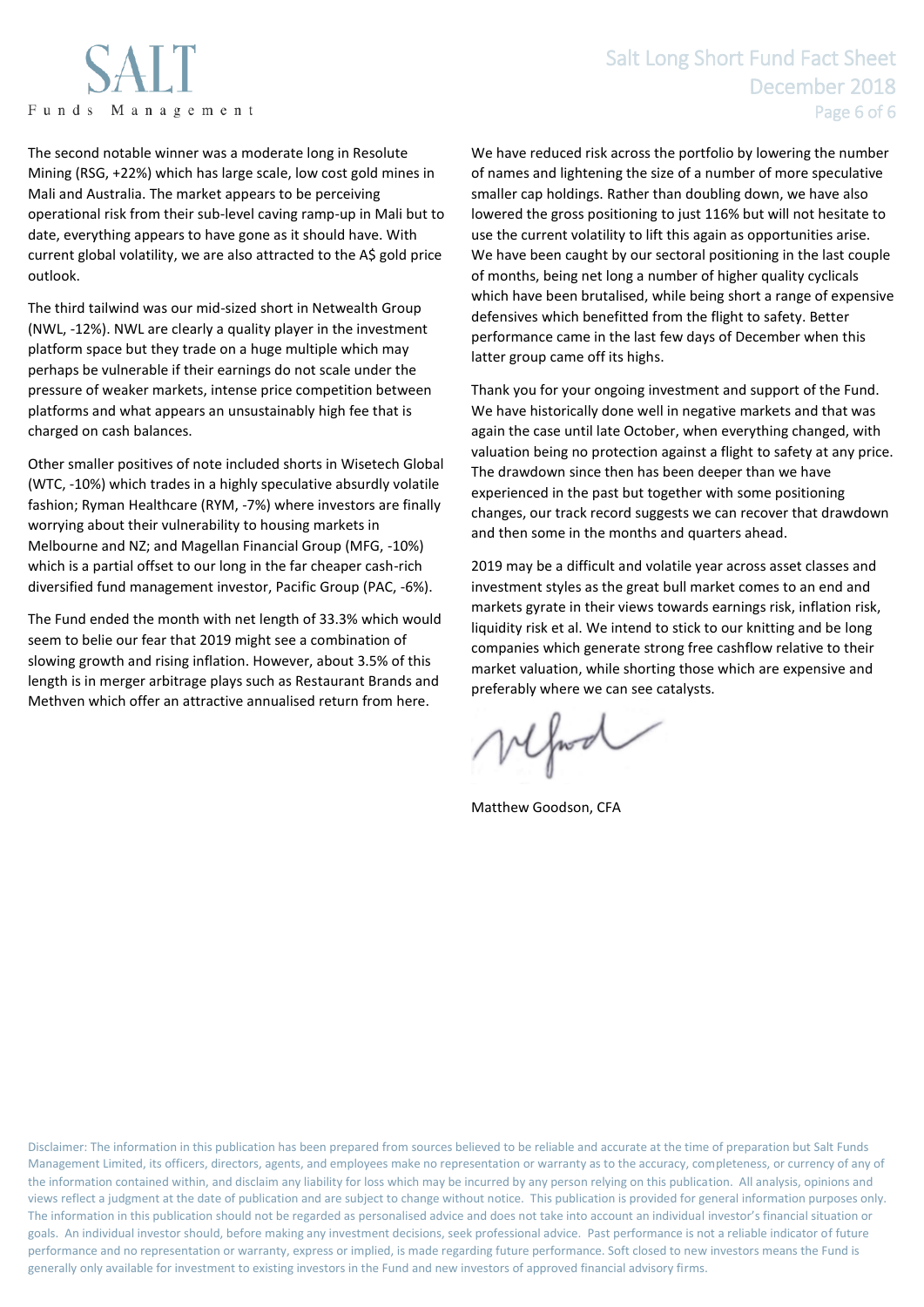The second notable winner was a moderate long in Resolute Mining (RSG, +22%) which has large scale, low cost gold mines in Mali and Australia. The market appears to be perceiving operational risk from their sub-level caving ramp-up in Mali but to date, everything appears to have gone as it should have. With current global volatility, we are also attracted to the A$ gold price outlook.

The third tailwind was our mid-sized short in Netwealth Group (NWL, -12%). NWL are clearly a quality player in the investment platform space but they trade on a huge multiple which may perhaps be vulnerable if their earnings do not scale under the pressure of weaker markets, intense price competition between platforms and what appears an unsustainably high fee that is charged on cash balances.

Other smaller positives of note included shorts in Wisetech Global (WTC, -10%) which trades in a highly speculative absurdly volatile fashion; Ryman Healthcare (RYM, -7%) where investors are finally worrying about their vulnerability to housing markets in Melbourne and NZ; and Magellan Financial Group (MFG, -10%) which is a partial offset to our long in the far cheaper cash-rich diversified fund management investor, Pacific Group (PAC, -6%).

The Fund ended the month with net length of 33.3% which would seem to belie our fear that 2019 might see a combination of slowing growth and rising inflation. However, about 3.5% of this length is in merger arbitrage plays such as Restaurant Brands and Methven which offer an attractive annualised return from here.

We have reduced risk across the portfolio by lowering the number of names and lightening the size of a number of more speculative smaller cap holdings. Rather than doubling down, we have also lowered the gross positioning to just 116% but will not hesitate to use the current volatility to lift this again as opportunities arise. We have been caught by our sectoral positioning in the last couple of months, being net long a number of higher quality cyclicals which have been brutalised, while being short a range of expensive defensives which benefitted from the flight to safety. Better performance came in the last few days of December when this latter group came off its highs.

Thank you for your ongoing investment and support of the Fund. We have historically done well in negative markets and that was again the case until late October, when everything changed, with valuation being no protection against a flight to safety at any price. The drawdown since then has been deeper than we have experienced in the past but together with some positioning changes, our track record suggests we can recover that drawdown and then some in the months and quarters ahead.

2019 may be a difficult and volatile year across asset classes and investment styles as the great bull market comes to an end and markets gyrate in their views towards earnings risk, inflation risk, liquidity risk et al. We intend to stick to our knitting and be long companies which generate strong free cashflow relative to their market valuation, while shorting those which are expensive and preferably where we can see catalysts.

Matthew Goodson, CFA

Disclaimer: The information in this publication has been prepared from sources believed to be reliable and accurate at the time of preparation but Salt Funds Management Limited, its officers, directors, agents, and employees make no representation or warranty as to the accuracy, completeness, or currency of any of the information contained within, and disclaim any liability for loss which may be incurred by any person relying on this publication. All analysis, opinions and views reflect a judgment at the date of publication and are subject to change without notice. This publication is provided for general information purposes only. The information in this publication should not be regarded as personalised advice and does not take into account an individual investor's financial situation or goals. An individual investor should, before making any investment decisions, seek professional advice. Past performance is not a reliable indicator of future performance and no representation or warranty, express or implied, is made regarding future performance. Soft closed to new investors means the Fund is generally only available for investment to existing investors in the Fund and new investors of approved financial advisory firms.